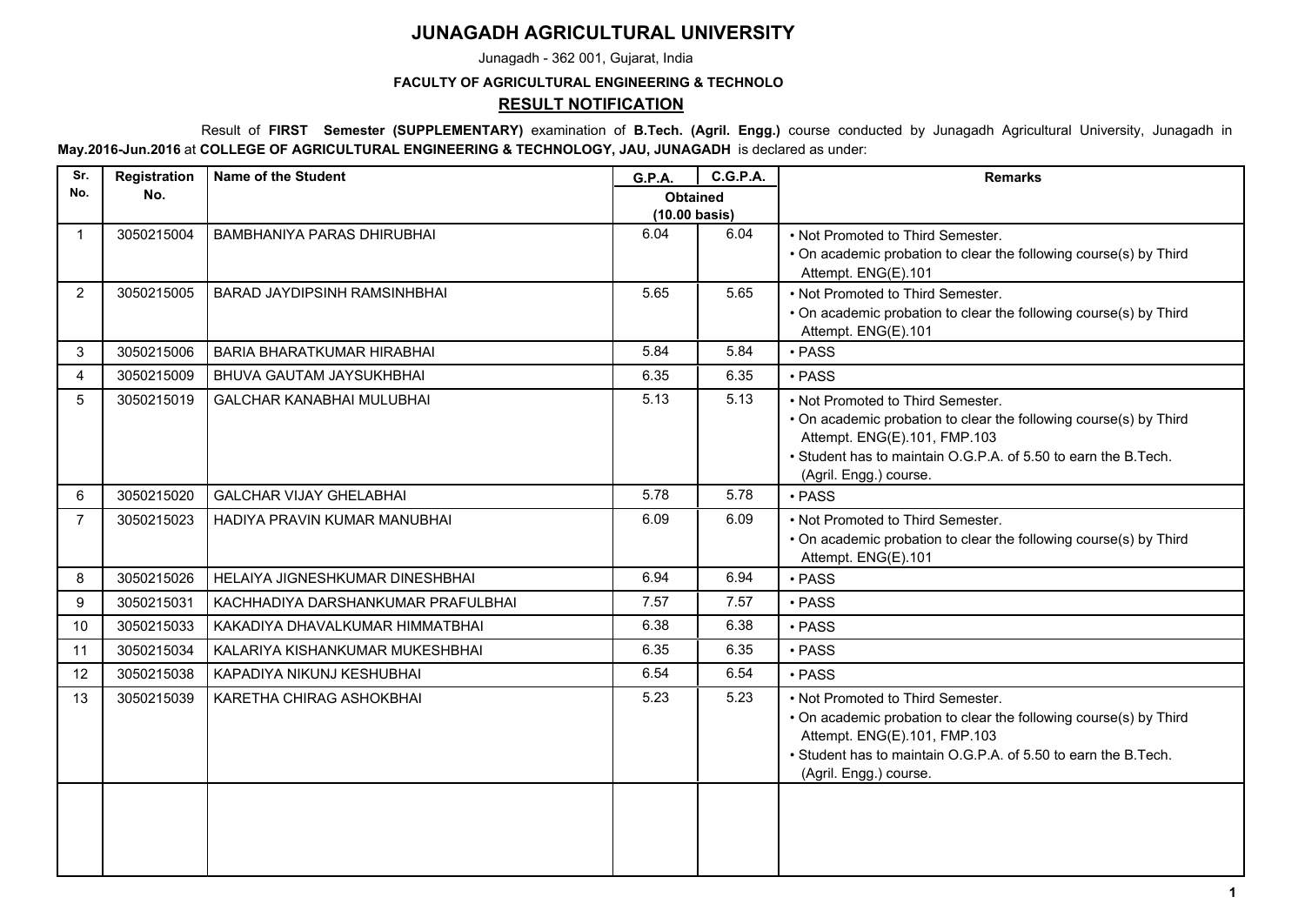# JUNAGADH AGRICULTURAL UNIVERSITY

Junagadh - 362 001, Gujarat, India

**FACULTY OF AGRICULTURAL ENGINEERING & TECHNOLO**

## RESULT NOTIFICATION

Result of **FIRST Semester (SUPPLEMENTARY)** examination of **B.Tech. (Agril. Engg.)** course conducted by Junagadh Agricultural University, Junagadh in **May.2016-Jun.2016** at **COLLEGE OF AGRICULTURAL ENGINEERING & TECHNOLOGY, JAU, JUNAGADH** is declared as under:

| Sr. No. | Registration No. | Name of the Student | G.P.A. | C.G.P.A. | Remarks |
|---|---|---|---|---|---|
| | | | Obtained (10.00 basis) | | |
| 1 | 3050215004 | BAMBHANIYA PARAS DHIRUBHAI | 6.04 | 6.04 | • Not Promoted to Third Semester. • On academic probation to clear the following course(s) by Third Attempt. ENG(E).101 |
| 2 | 3050215005 | BARAD JAYDIPSINH RAMSINHBHAI | 5.65 | 5.65 | • Not Promoted to Third Semester. • On academic probation to clear the following course(s) by Third Attempt. ENG(E).101 |
| 3 | 3050215006 | BARIA BHARATKUMAR HIRABHAI | 5.84 | 5.84 | • PASS |
| 4 | 3050215009 | BHUVA GAUTAM JAYSUKHBHAI | 6.35 | 6.35 | • PASS |
| 5 | 3050215019 | GALCHAR KANABHAI MULUBHAI | 5.13 | 5.13 | • Not Promoted to Third Semester. • On academic probation to clear the following course(s) by Third Attempt. ENG(E).101, FMP.103 • Student has to maintain O.G.P.A. of 5.50 to earn the B.Tech. (Agril. Engg.) course. |
| 6 | 3050215020 | GALCHAR VIJAY GHELABHAI | 5.78 | 5.78 | • PASS |
| 7 | 3050215023 | HADIYA PRAVIN KUMAR MANUBHAI | 6.09 | 6.09 | • Not Promoted to Third Semester. • On academic probation to clear the following course(s) by Third Attempt. ENG(E).101 |
| 8 | 3050215026 | HELAIYA JIGNESHKUMAR DINESHBHAI | 6.94 | 6.94 | • PASS |
| 9 | 3050215031 | KACHHADIYA DARSHANKUMAR PRAFULBHAI | 7.57 | 7.57 | • PASS |
| 10 | 3050215033 | KAKADIYA DHAVALKUMAR HIMMATBHAI | 6.38 | 6.38 | • PASS |
| 11 | 3050215034 | KALARIYA KISHANKUMAR MUKESHBHAI | 6.35 | 6.35 | • PASS |
| 12 | 3050215038 | KAPADIYA NIKUNJ KESHUBHAI | 6.54 | 6.54 | • PASS |
| 13 | 3050215039 | KARETHA CHIRAG ASHOKBHAI | 5.23 | 5.23 | • Not Promoted to Third Semester. • On academic probation to clear the following course(s) by Third Attempt. ENG(E).101, FMP.103 • Student has to maintain O.G.P.A. of 5.50 to earn the B.Tech. (Agril. Engg.) course. |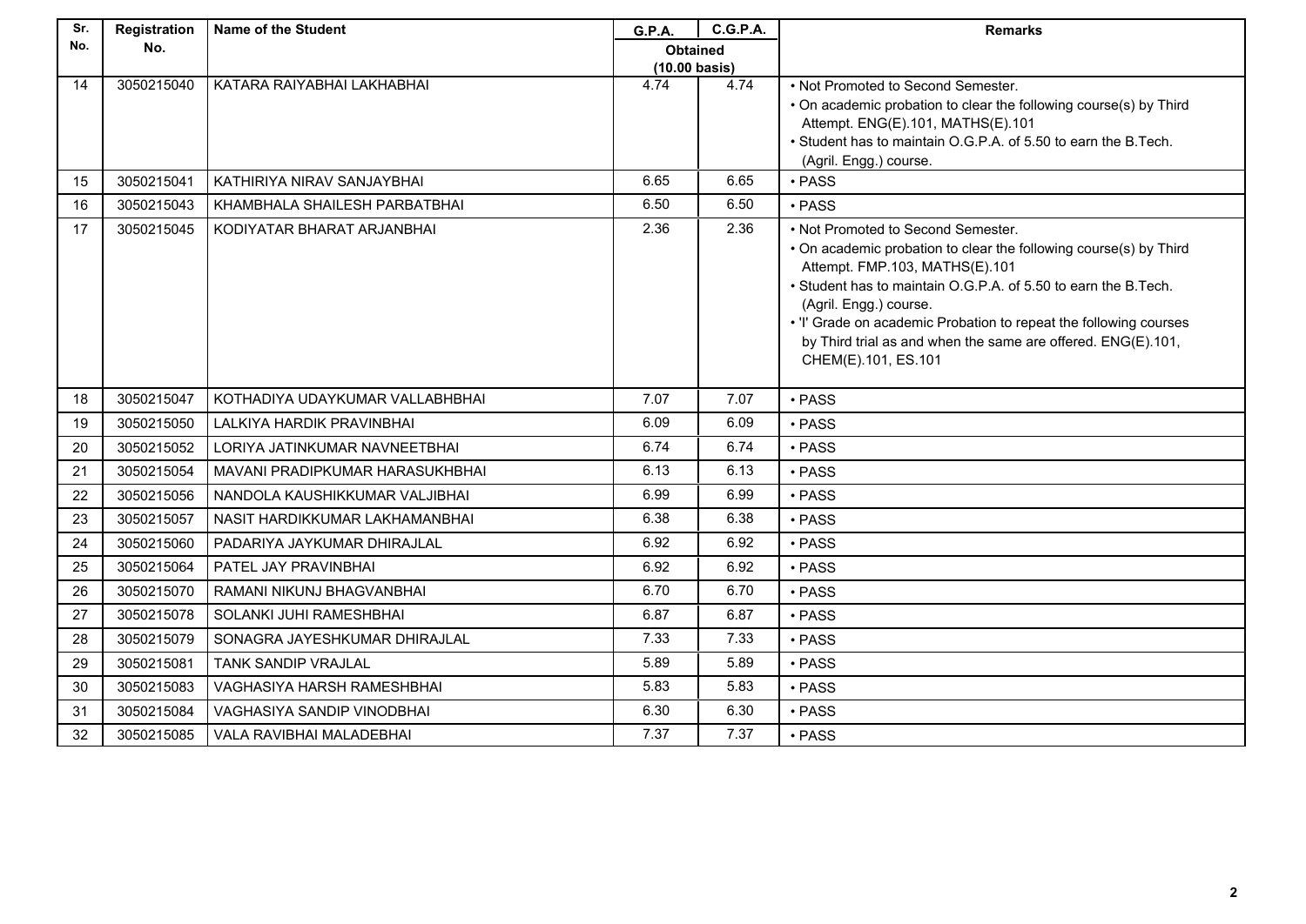| Sr. No. | Registration No. | Name of the Student | G.P.A. | C.G.P.A. | Remarks |
|---|---|---|---|---|---|
| | | | Obtained (10.00 basis) | | |
| 14 | 3050215040 | KATARA RAIYABHAI LAKHABHAI | 4.74 | 4.74 | • Not Promoted to Second Semester.<br>• On academic probation to clear the following course(s) by Third Attempt. ENG(E).101, MATHS(E).101<br>• Student has to maintain O.G.P.A. of 5.50 to earn the B.Tech. (Agril. Engg.) course. |
| 15 | 3050215041 | KATHIRIYA NIRAV SANJAYBHAI | 6.65 | 6.65 | • PASS |
| 16 | 3050215043 | KHAMBHALA SHAILESH PARBATBHAI | 6.50 | 6.50 | • PASS |
| 17 | 3050215045 | KODIYATAR BHARAT ARJANBHAI | 2.36 | 2.36 | • Not Promoted to Second Semester.<br>• On academic probation to clear the following course(s) by Third Attempt. FMP.103, MATHS(E).101<br>• Student has to maintain O.G.P.A. of 5.50 to earn the B.Tech. (Agril. Engg.) course.<br>• 'I' Grade on academic Probation to repeat the following courses by Third trial as and when the same are offered. ENG(E).101, CHEM(E).101, ES.101 |
| 18 | 3050215047 | KOTHADIYA UDAYKUMAR VALLABHBHAI | 7.07 | 7.07 | • PASS |
| 19 | 3050215050 | LALKIYA HARDIK PRAVINBHAI | 6.09 | 6.09 | • PASS |
| 20 | 3050215052 | LORIYA JATINKUMAR NAVNEETBHAI | 6.74 | 6.74 | • PASS |
| 21 | 3050215054 | MAVANI PRADIPKUMAR HARASUKHBHAI | 6.13 | 6.13 | • PASS |
| 22 | 3050215056 | NANDOLA KAUSHIKKUMAR VALJIBHAI | 6.99 | 6.99 | • PASS |
| 23 | 3050215057 | NASIT HARDIKKUMAR LAKHAMANBHAI | 6.38 | 6.38 | • PASS |
| 24 | 3050215060 | PADARIYA JAYKUMAR DHIRAJLAL | 6.92 | 6.92 | • PASS |
| 25 | 3050215064 | PATEL JAY PRAVINBHAI | 6.92 | 6.92 | • PASS |
| 26 | 3050215070 | RAMANI NIKUNJ BHAGVANBHAI | 6.70 | 6.70 | • PASS |
| 27 | 3050215078 | SOLANKI JUHI RAMESHBHAI | 6.87 | 6.87 | • PASS |
| 28 | 3050215079 | SONAGRA JAYESHKUMAR DHIRAJLAL | 7.33 | 7.33 | • PASS |
| 29 | 3050215081 | TANK SANDIP VRAJLAL | 5.89 | 5.89 | • PASS |
| 30 | 3050215083 | VAGHASIYA HARSH RAMESHBHAI | 5.83 | 5.83 | • PASS |
| 31 | 3050215084 | VAGHASIYA SANDIP VINODBHAI | 6.30 | 6.30 | • PASS |
| 32 | 3050215085 | VALA RAVIBHAI MALADEBHAI | 7.37 | 7.37 | • PASS |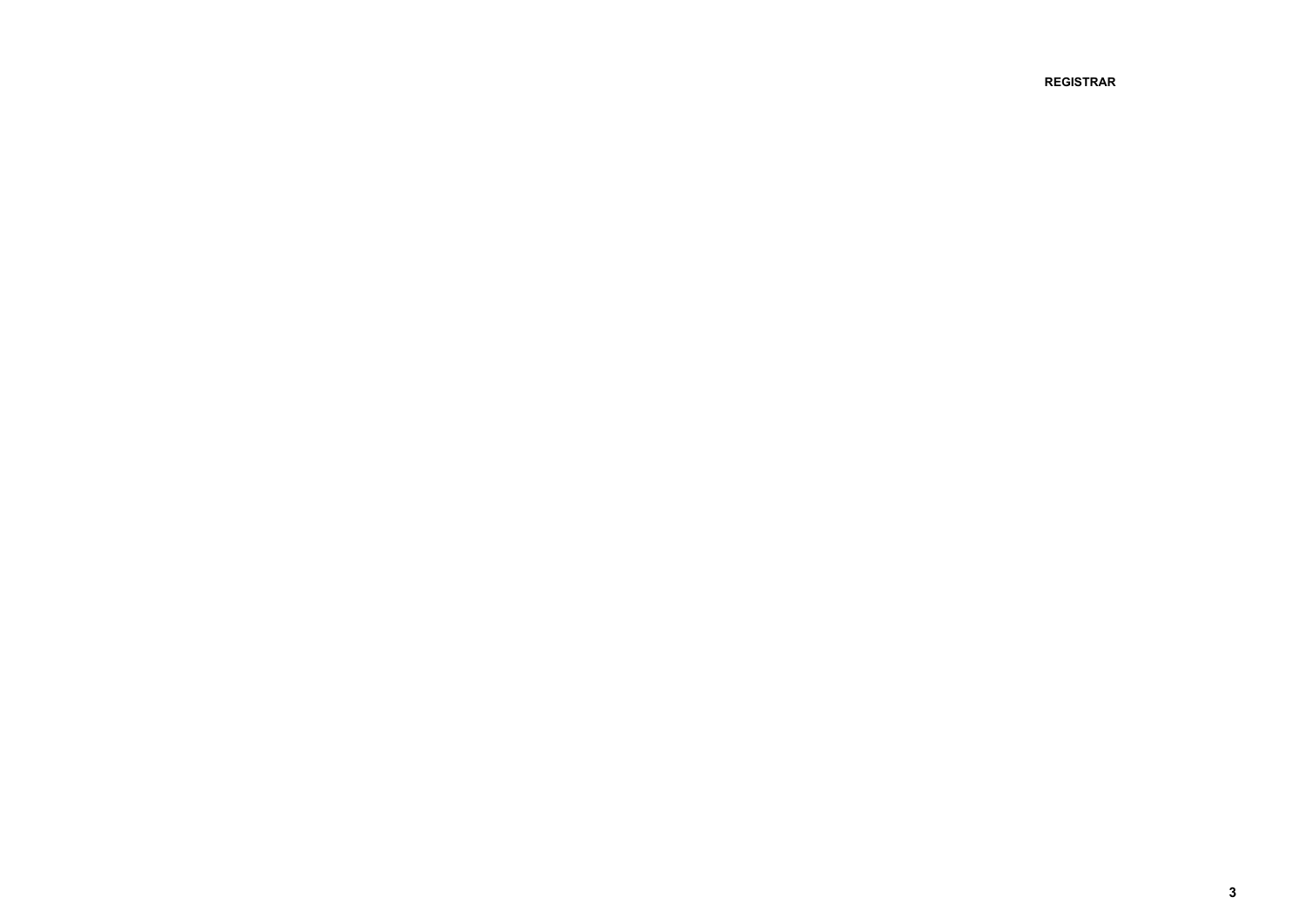**REGISTRAR**